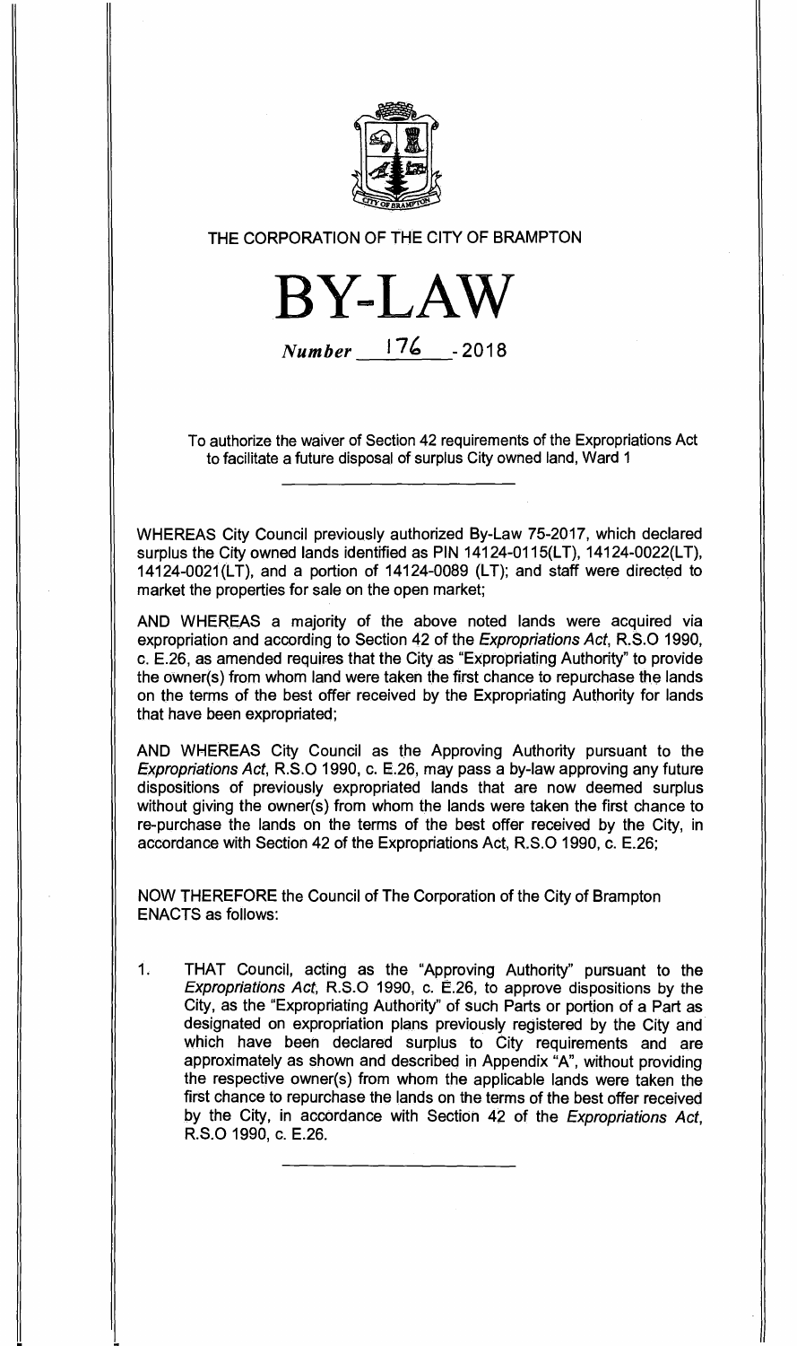THE CORPORATION OF THE CITY OF BRAMPTON

# BY-LAW

*Number* 176 - 2018

To authorize the waiver of Section 42 requirements of the Expropriations Act to facilitate a future disposal of surplus City owned land, Ward 1

WHEREAS City Council previously authorized By-Law 75-2017, which declared surplus the City owned lands identified as PIN 14124-0115(LT), 14124-0022(LT), 14124-0021(LT), and a portion of 14124-0089 (LT); and staff were directed to market the properties for sale on the open market;

AND WHEREAS a majority of the above noted lands were acquired via expropriation and according to Section 42 of the *Expropriations Act*, R.S.O 1990, c. E.26, as amended requires that the City as "Expropriating Authority" to provide the owner(s) from whom land were taken the first chance to repurchase the lands on the terms of the best offer received by the Expropriating Authority for lands that have been expropriated;

AND WHEREAS City Council as the Approving Authority pursuant to the *Expropriations Act*, R.S.O 1990, c. E.26, may pass a by-law approving any future dispositions of previously expropriated lands that are now deemed surplus without giving the owner(s) from whom the lands were taken the first chance to re-purchase the lands on the terms of the best offer received by the City, in accordance with Section 42 of the Expropriations Act, R.S.O 1990, c. E.26;

NOW THEREFORE the Council of The Corporation of the City of Brampton ENACTS as follows:

1. THAT Council, acting as the "Approving Authority" pursuant to the *Expropriations Act*, R.S.O 1990, c. E.26, to approve dispositions by the City, as the "Expropriating Authority" of such Parts or portion of a Part as designated on expropriation plans previously registered by the City and which have been declared surplus to City requirements and are approximately as shown and described in Appendix "A", without providing the respective owner(s) from whom the applicable lands were taken the first chance to repurchase the lands on the terms of the best offer received by the City, in accordance with Section 42 of the *Expropriations Act*, R.S.O 1990, c. E.26.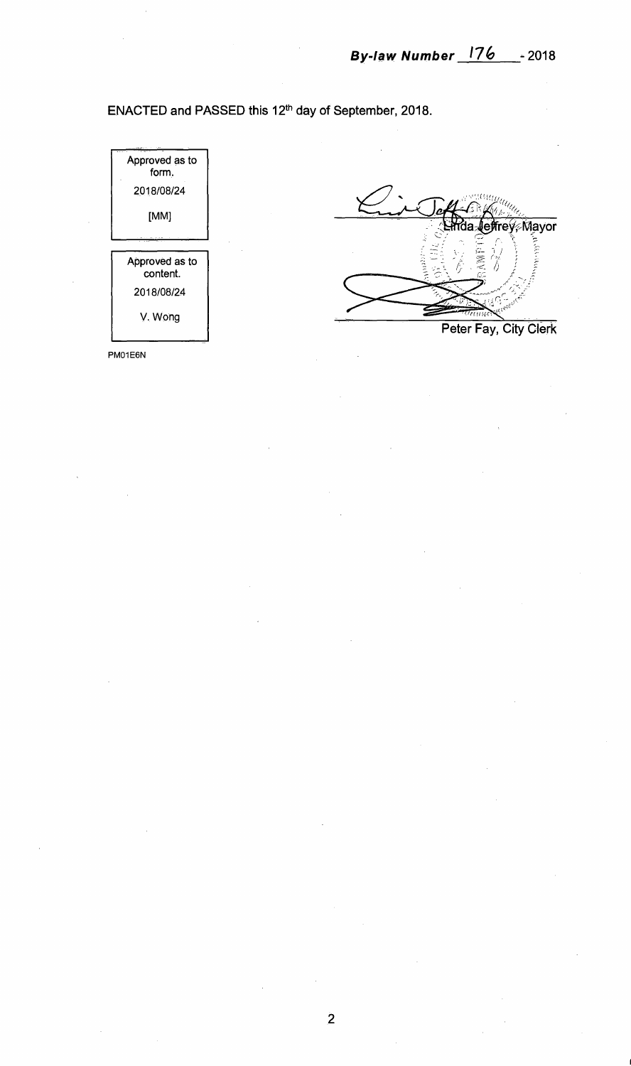**By-law Number 176 - 2018**

ENACTED and PASSED this 12th day of September, 2018.

| Approved as to form. |
|---|
| 2018/08/24 |
| [MM] |

| Approved as to content. |
|---|
| 2018/08/24 |
| V. Wong |

Linda Jeffrey, Mayor

Peter Fay, City Clerk

PM01E6N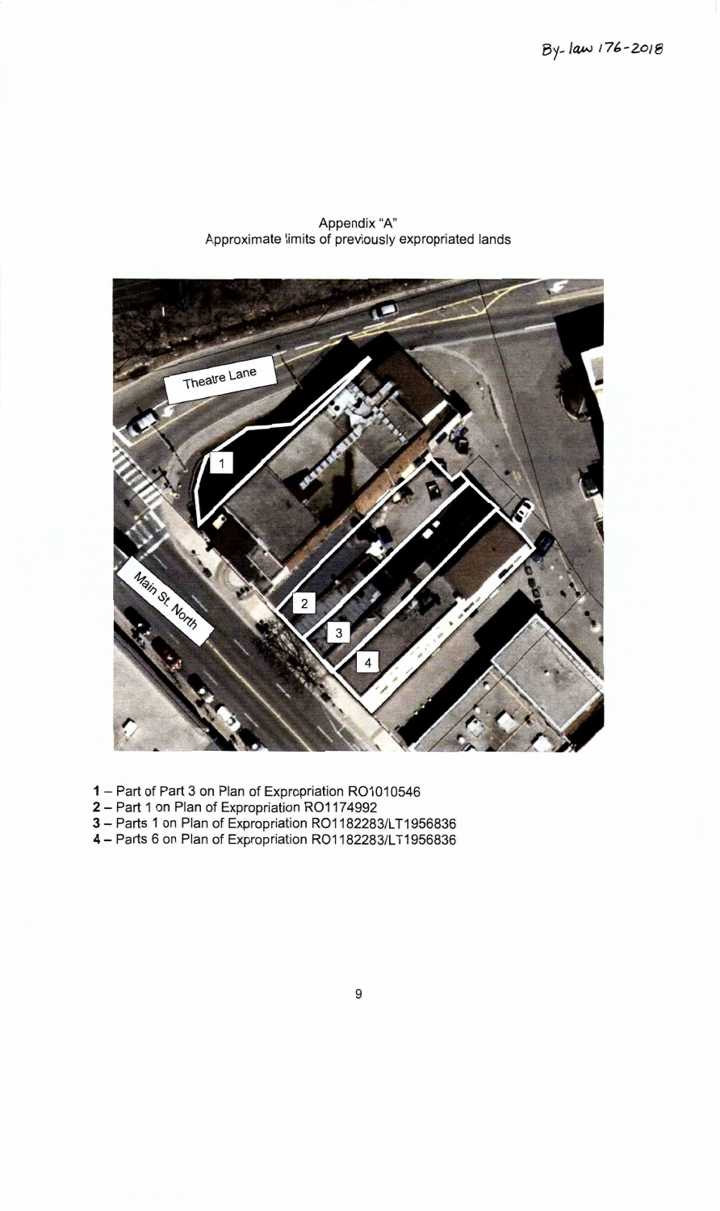By-law 176-2018

Appendix "A"
Approximate limits of previously expropriated lands

Theatre Lane

Main St. North

1

2

3

4

**1** – Part of Part 3 on Plan of Expropriation RO1010546
**2** – Part 1 on Plan of Expropriation RO1174992
**3** – Parts 1 on Plan of Expropriation RO1182283/LT1956836
**4** – Parts 6 on Plan of Expropriation RO1182283/LT1956836